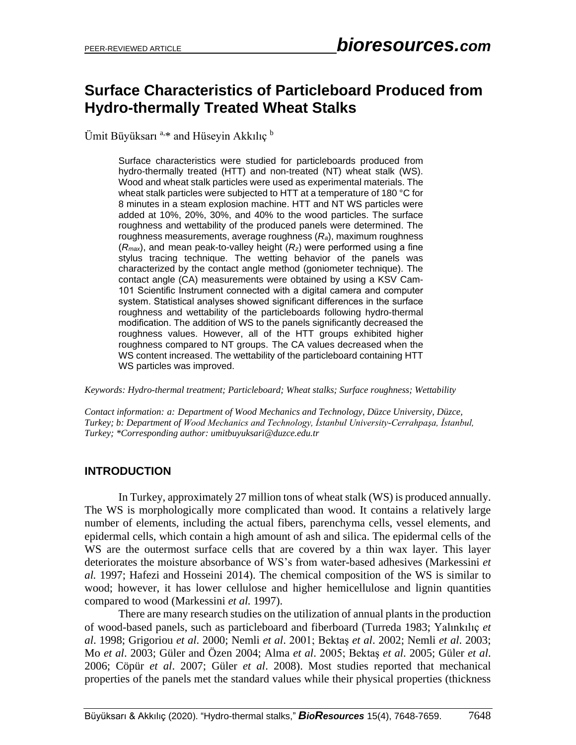# Surface Characteristics of Particleboard Produced from Hydro-thermally Treated Wheat Stalks

Ümit Büyüksarı [a,*] and Hüseyin Akkılıç [b]

Surface characteristics were studied for particleboards produced from hydro-thermally treated (HTT) and non-treated (NT) wheat stalk (WS). Wood and wheat stalk particles were used as experimental materials. The wheat stalk particles were subjected to HTT at a temperature of 180 °C for 8 minutes in a steam explosion machine. HTT and NT WS particles were added at 10%, 20%, 30%, and 40% to the wood particles. The surface roughness and wettability of the produced panels were determined. The roughness measurements, average roughness ($R_a$), maximum roughness ($R_{max}$), and mean peak-to-valley height ($R_z$) were performed using a fine stylus tracing technique. The wetting behavior of the panels was characterized by the contact angle method (goniometer technique). The contact angle (CA) measurements were obtained by using a KSV Cam-101 Scientific Instrument connected with a digital camera and computer system. Statistical analyses showed significant differences in the surface roughness and wettability of the particleboards following hydro-thermal modification. The addition of WS to the panels significantly decreased the roughness values. However, all of the HTT groups exhibited higher roughness compared to NT groups. The CA values decreased when the WS content increased. The wettability of the particleboard containing HTT WS particles was improved.

*Keywords: Hydro-thermal treatment; Particleboard; Wheat stalks; Surface roughness; Wettability*

*Contact information: a: Department of Wood Mechanics and Technology, Düzce University, Düzce, Turkey; b: Department of Wood Mechanics and Technology, İstanbul University-Cerrahpaşa, İstanbul, Turkey; \*Corresponding author: umitbuyuksari@duzce.edu.tr*

## INTRODUCTION

In Turkey, approximately 27 million tons of wheat stalk (WS) is produced annually. The WS is morphologically more complicated than wood. It contains a relatively large number of elements, including the actual fibers, parenchyma cells, vessel elements, and epidermal cells, which contain a high amount of ash and silica. The epidermal cells of the WS are the outermost surface cells that are covered by a thin wax layer. This layer deteriorates the moisture absorbance of WS's from water-based adhesives (Markessini *et al.* 1997; Hafezi and Hosseini 2014). The chemical composition of the WS is similar to wood; however, it has lower cellulose and higher hemicellulose and lignin quantities compared to wood (Markessini *et al.* 1997).

There are many research studies on the utilization of annual plants in the production of wood-based panels, such as particleboard and fiberboard (Turreda 1983; Yalınkılıç *et al*. 1998; Grigoriou *et al*. 2000; Nemli *et al*. 2001; Bektaş *et al*. 2002; Nemli *et al*. 2003; Mo *et al*. 2003; Güler and Özen 2004; Alma *et al*. 2005; Bektaş *et al*. 2005; Güler *et al*. 2006; Cöpür *et al*. 2007; Güler *et al*. 2008). Most studies reported that mechanical properties of the panels met the standard values while their physical properties (thickness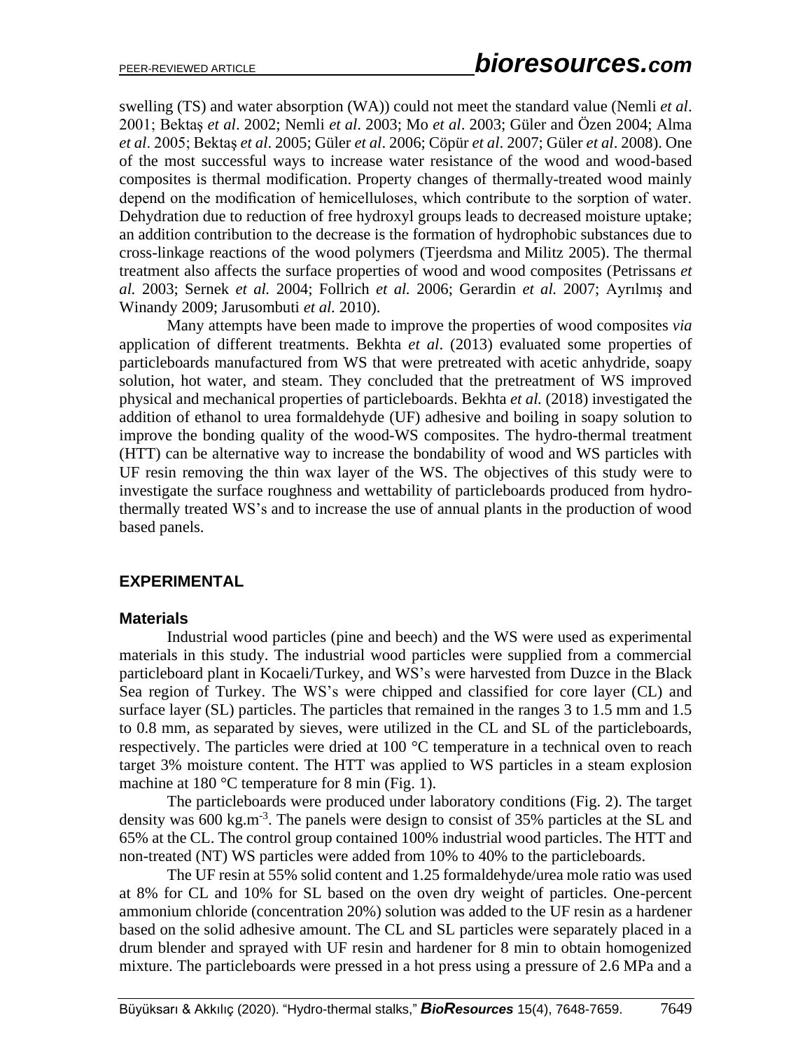swelling (TS) and water absorption (WA)) could not meet the standard value (Nemli *et al*. 2001; Bektaş *et al*. 2002; Nemli *et al*. 2003; Mo *et al*. 2003; Güler and Özen 2004; Alma *et al*. 2005; Bektaş *et al*. 2005; Güler *et al*. 2006; Cöpür *et al*. 2007; Güler *et al*. 2008). One of the most successful ways to increase water resistance of the wood and wood-based composites is thermal modification. Property changes of thermally-treated wood mainly depend on the modification of hemicelluloses, which contribute to the sorption of water. Dehydration due to reduction of free hydroxyl groups leads to decreased moisture uptake; an addition contribution to the decrease is the formation of hydrophobic substances due to cross-linkage reactions of the wood polymers (Tjeerdsma and Militz 2005). The thermal treatment also affects the surface properties of wood and wood composites (Petrissans *et al.* 2003; Sernek *et al.* 2004; Follrich *et al.* 2006; Gerardin *et al.* 2007; Ayrılmış and Winandy 2009; Jarusombuti *et al.* 2010).

Many attempts have been made to improve the properties of wood composites *via* application of different treatments. Bekhta *et al*. (2013) evaluated some properties of particleboards manufactured from WS that were pretreated with acetic anhydride, soapy solution, hot water, and steam. They concluded that the pretreatment of WS improved physical and mechanical properties of particleboards. Bekhta *et al.* (2018) investigated the addition of ethanol to urea formaldehyde (UF) adhesive and boiling in soapy solution to improve the bonding quality of the wood-WS composites. The hydro-thermal treatment (HTT) can be alternative way to increase the bondability of wood and WS particles with UF resin removing the thin wax layer of the WS. The objectives of this study were to investigate the surface roughness and wettability of particleboards produced from hydro-thermally treated WS's and to increase the use of annual plants in the production of wood based panels.

## EXPERIMENTAL

### Materials

Industrial wood particles (pine and beech) and the WS were used as experimental materials in this study. The industrial wood particles were supplied from a commercial particleboard plant in Kocaeli/Turkey, and WS's were harvested from Duzce in the Black Sea region of Turkey. The WS's were chipped and classified for core layer (CL) and surface layer (SL) particles. The particles that remained in the ranges 3 to 1.5 mm and 1.5 to 0.8 mm, as separated by sieves, were utilized in the CL and SL of the particleboards, respectively. The particles were dried at 100 °C temperature in a technical oven to reach target 3% moisture content. The HTT was applied to WS particles in a steam explosion machine at 180 °C temperature for 8 min (Fig. 1).

The particleboards were produced under laboratory conditions (Fig. 2). The target density was 600 kg.m$^{-3}$. The panels were design to consist of 35% particles at the SL and 65% at the CL. The control group contained 100% industrial wood particles. The HTT and non-treated (NT) WS particles were added from 10% to 40% to the particleboards.

The UF resin at 55% solid content and 1.25 formaldehyde/urea mole ratio was used at 8% for CL and 10% for SL based on the oven dry weight of particles. One-percent ammonium chloride (concentration 20%) solution was added to the UF resin as a hardener based on the solid adhesive amount. The CL and SL particles were separately placed in a drum blender and sprayed with UF resin and hardener for 8 min to obtain homogenized mixture. The particleboards were pressed in a hot press using a pressure of 2.6 MPa and a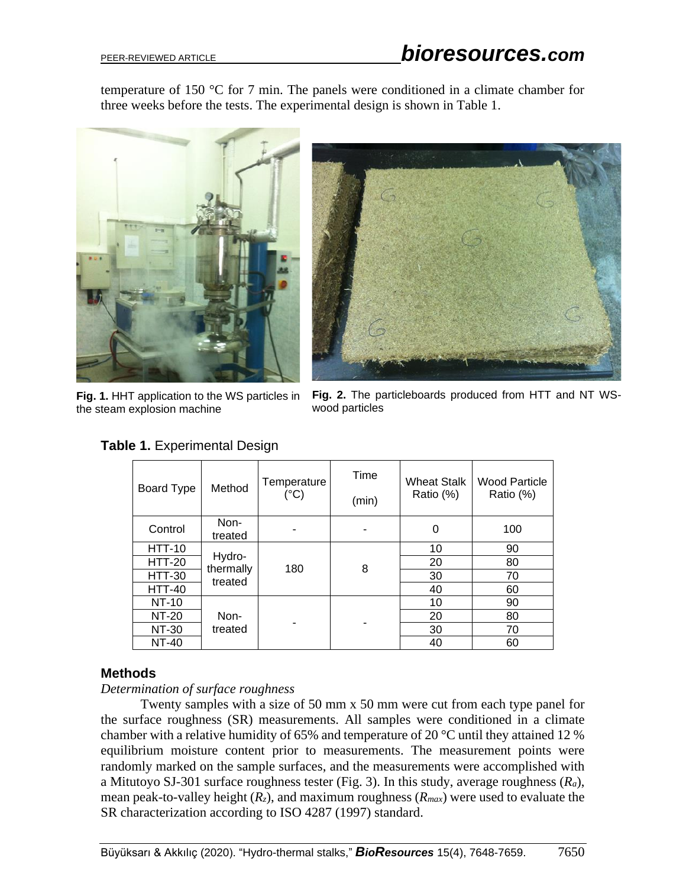temperature of 150 °C for 7 min. The panels were conditioned in a climate chamber for three weeks before the tests. The experimental design is shown in Table 1.

**Fig. 1.** HHT application to the WS particles in the steam explosion machine

**Fig. 2.** The particleboards produced from HTT and NT WS-wood particles

**Table 1.** Experimental Design

| Board Type | Method | Temperature (°C) | Time (min) | Wheat Stalk Ratio (%) | Wood Particle Ratio (%) |
|---|---|---|---|---|---|
| Control | Non-treated | - | - | 0 | 100 |
| HTT-10 | Hydro-thermally treated | 180 | 8 | 10 | 90 |
| HTT-20 | | | | 20 | 80 |
| HTT-30 | | | | 30 | 70 |
| HTT-40 | | | | 40 | 60 |
| NT-10 | Non-treated | - | - | 10 | 90 |
| NT-20 | | | | 20 | 80 |
| NT-30 | | | | 30 | 70 |
| NT-40 | | | | 40 | 60 |

## Methods

*Determination of surface roughness*

Twenty samples with a size of 50 mm x 50 mm were cut from each type panel for the surface roughness (SR) measurements. All samples were conditioned in a climate chamber with a relative humidity of 65% and temperature of 20 °C until they attained 12 % equilibrium moisture content prior to measurements. The measurement points were randomly marked on the sample surfaces, and the measurements were accomplished with a Mitutoyo SJ-301 surface roughness tester (Fig. 3). In this study, average roughness ($R_a$), mean peak-to-valley height ($R_z$), and maximum roughness ($R_{max}$) were used to evaluate the SR characterization according to ISO 4287 (1997) standard.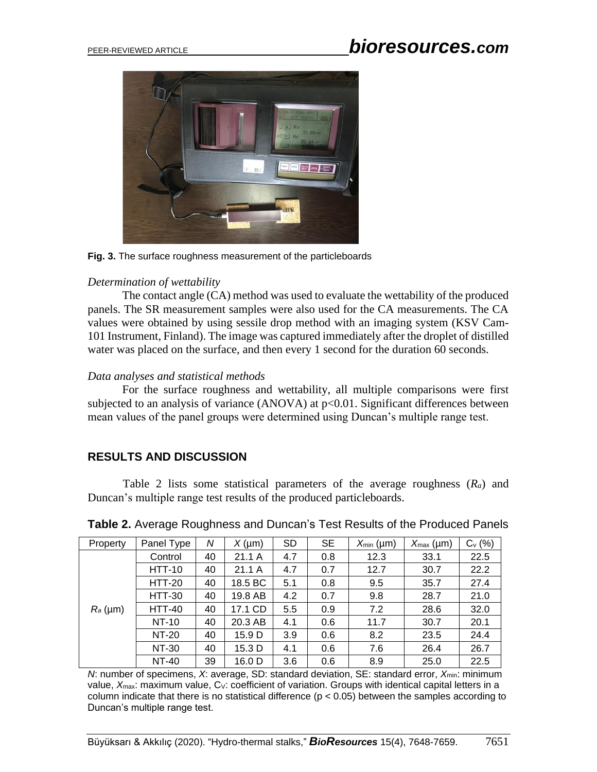**Fig. 3.** The surface roughness measurement of the particleboards

### *Determination of wettability*

The contact angle (CA) method was used to evaluate the wettability of the produced panels. The SR measurement samples were also used for the CA measurements. The CA values were obtained by using sessile drop method with an imaging system (KSV Cam-101 Instrument, Finland). The image was captured immediately after the droplet of distilled water was placed on the surface, and then every 1 second for the duration 60 seconds.

### *Data analyses and statistical methods*

For the surface roughness and wettability, all multiple comparisons were first subjected to an analysis of variance (ANOVA) at $p<0.01$. Significant differences between mean values of the panel groups were determined using Duncan's multiple range test.

## RESULTS AND DISCUSSION

Table 2 lists some statistical parameters of the average roughness ($R_a$) and Duncan's multiple range test results of the produced particleboards.

**Table 2.** Average Roughness and Duncan's Test Results of the Produced Panels

| Property | Panel Type | $N$ | $X$ (µm) | SD | SE | $X_{min}$ (µm) | $X_{max}$ (µm) | $C_v$ (%) |
|---|---|---|---|---|---|---|---|---|
| $R_a$ (µm) | Control | 40 | 21.1 A | 4.7 | 0.8 | 12.3 | 33.1 | 22.5 |
| | HTT-10 | 40 | 21.1 A | 4.7 | 0.7 | 12.7 | 30.7 | 22.2 |
| | HTT-20 | 40 | 18.5 BC | 5.1 | 0.8 | 9.5 | 35.7 | 27.4 |
| | HTT-30 | 40 | 19.8 AB | 4.2 | 0.7 | 9.8 | 28.7 | 21.0 |
| | HTT-40 | 40 | 17.1 CD | 5.5 | 0.9 | 7.2 | 28.6 | 32.0 |
| | NT-10 | 40 | 20.3 AB | 4.1 | 0.6 | 11.7 | 30.7 | 20.1 |
| | NT-20 | 40 | 15.9 D | 3.9 | 0.6 | 8.2 | 23.5 | 24.4 |
| | NT-30 | 40 | 15.3 D | 4.1 | 0.6 | 7.6 | 26.4 | 26.7 |
| | NT-40 | 39 | 16.0 D | 3.6 | 0.6 | 8.9 | 25.0 | 22.5 |

$N$: number of specimens, $X$: average, SD: standard deviation, SE: standard error, $X_{min}$: minimum value, $X_{max}$: maximum value, $C_v$: coefficient of variation. Groups with identical capital letters in a column indicate that there is no statistical difference ($p < 0.05$) between the samples according to Duncan's multiple range test.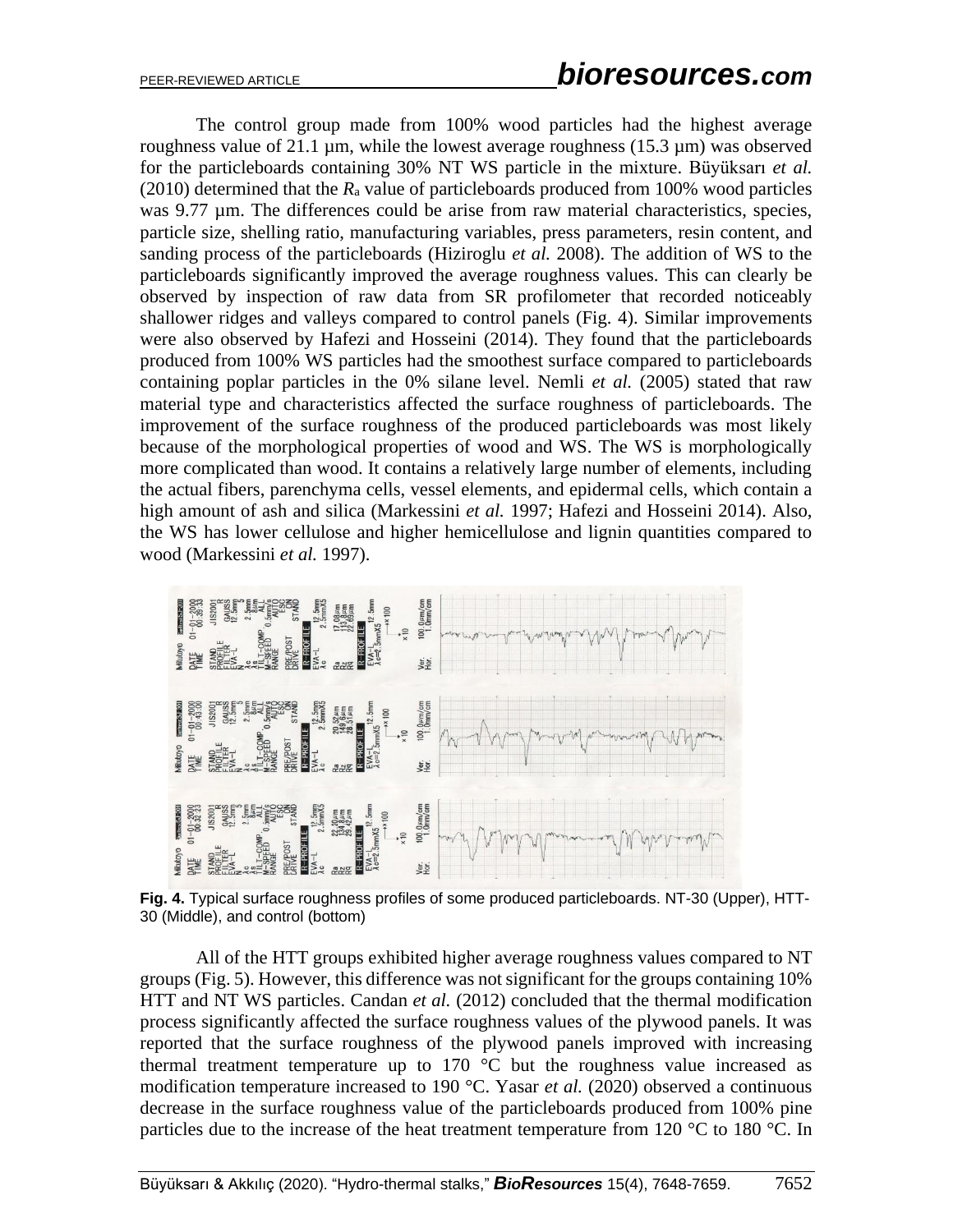The control group made from 100% wood particles had the highest average roughness value of 21.1 µm, while the lowest average roughness (15.3 µm) was observed for the particleboards containing 30% NT WS particle in the mixture. Büyüksarı *et al.* (2010) determined that the $R_a$ value of particleboards produced from 100% wood particles was 9.77 µm. The differences could be arise from raw material characteristics, species, particle size, shelling ratio, manufacturing variables, press parameters, resin content, and sanding process of the particleboards (Hiziroglu *et al.* 2008). The addition of WS to the particleboards significantly improved the average roughness values. This can clearly be observed by inspection of raw data from SR profilometer that recorded noticeably shallower ridges and valleys compared to control panels (Fig. 4). Similar improvements were also observed by Hafezi and Hosseini (2014). They found that the particleboards produced from 100% WS particles had the smoothest surface compared to particleboards containing poplar particles in the 0% silane level. Nemli *et al.* (2005) stated that raw material type and characteristics affected the surface roughness of particleboards. The improvement of the surface roughness of the produced particleboards was most likely because of the morphological properties of wood and WS. The WS is morphologically more complicated than wood. It contains a relatively large number of elements, including the actual fibers, parenchyma cells, vessel elements, and epidermal cells, which contain a high amount of ash and silica (Markessini *et al.* 1997; Hafezi and Hosseini 2014). Also, the WS has lower cellulose and higher hemicellulose and lignin quantities compared to wood (Markessini *et al.* 1997).

**Fig. 4.** Typical surface roughness profiles of some produced particleboards. NT-30 (Upper), HTT-30 (Middle), and control (bottom)

All of the HTT groups exhibited higher average roughness values compared to NT groups (Fig. 5). However, this difference was not significant for the groups containing 10% HTT and NT WS particles. Candan *et al.* (2012) concluded that the thermal modification process significantly affected the surface roughness values of the plywood panels. It was reported that the surface roughness of the plywood panels improved with increasing thermal treatment temperature up to 170 °C but the roughness value increased as modification temperature increased to 190 °C. Yasar *et al.* (2020) observed a continuous decrease in the surface roughness value of the particleboards produced from 100% pine particles due to the increase of the heat treatment temperature from 120 °C to 180 °C. In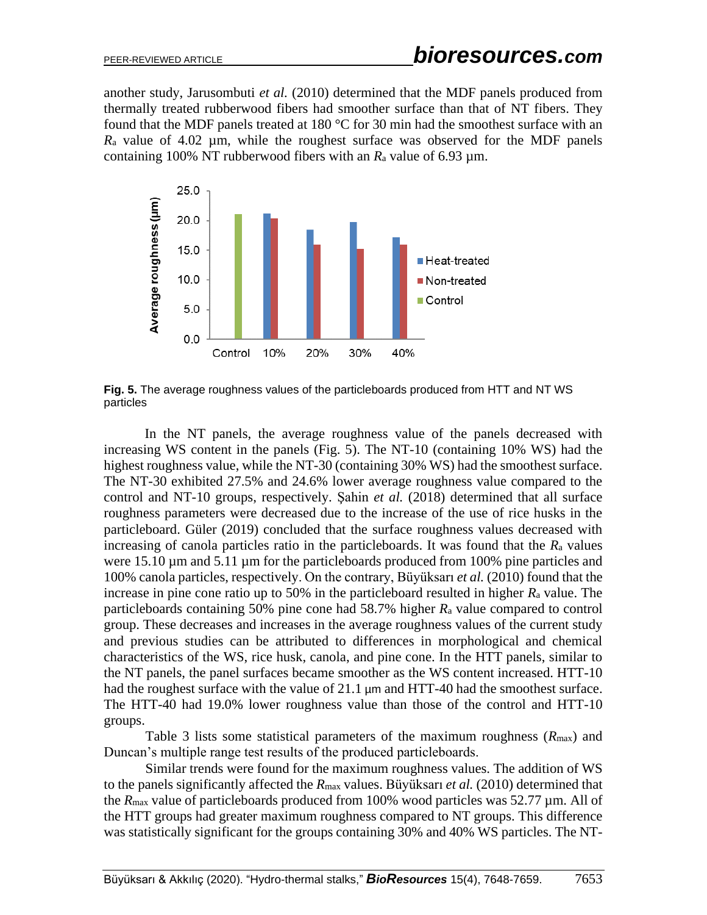another study, Jarusombuti *et al.* (2010) determined that the MDF panels produced from thermally treated rubberwood fibers had smoother surface than that of NT fibers. They found that the MDF panels treated at 180 °C for 30 min had the smoothest surface with an $R_a$ value of 4.02 µm, while the roughest surface was observed for the MDF panels containing 100% NT rubberwood fibers with an $R_a$ value of 6.93 µm.

**Fig. 5.** The average roughness values of the particleboards produced from HTT and NT WS particles

In the NT panels, the average roughness value of the panels decreased with increasing WS content in the panels (Fig. 5). The NT-10 (containing 10% WS) had the highest roughness value, while the NT-30 (containing 30% WS) had the smoothest surface. The NT-30 exhibited 27.5% and 24.6% lower average roughness value compared to the control and NT-10 groups, respectively. Şahin *et al.* (2018) determined that all surface roughness parameters were decreased due to the increase of the use of rice husks in the particleboard. Güler (2019) concluded that the surface roughness values decreased with increasing of canola particles ratio in the particleboards. It was found that the $R_a$ values were 15.10 µm and 5.11 µm for the particleboards produced from 100% pine particles and 100% canola particles, respectively. On the contrary, Büyüksarı *et al.* (2010) found that the increase in pine cone ratio up to 50% in the particleboard resulted in higher $R_a$ value. The particleboards containing 50% pine cone had 58.7% higher $R_a$ value compared to control group. These decreases and increases in the average roughness values of the current study and previous studies can be attributed to differences in morphological and chemical characteristics of the WS, rice husk, canola, and pine cone. In the HTT panels, similar to the NT panels, the panel surfaces became smoother as the WS content increased. HTT-10 had the roughest surface with the value of 21.1 µm and HTT-40 had the smoothest surface. The HTT-40 had 19.0% lower roughness value than those of the control and HTT-10 groups.

Table 3 lists some statistical parameters of the maximum roughness ($R_{max}$) and Duncan's multiple range test results of the produced particleboards.

Similar trends were found for the maximum roughness values. The addition of WS to the panels significantly affected the $R_{max}$ values. Büyüksarı *et al.* (2010) determined that the $R_{max}$ value of particleboards produced from 100% wood particles was 52.77 µm. All of the HTT groups had greater maximum roughness compared to NT groups. This difference was statistically significant for the groups containing 30% and 40% WS particles. The NT-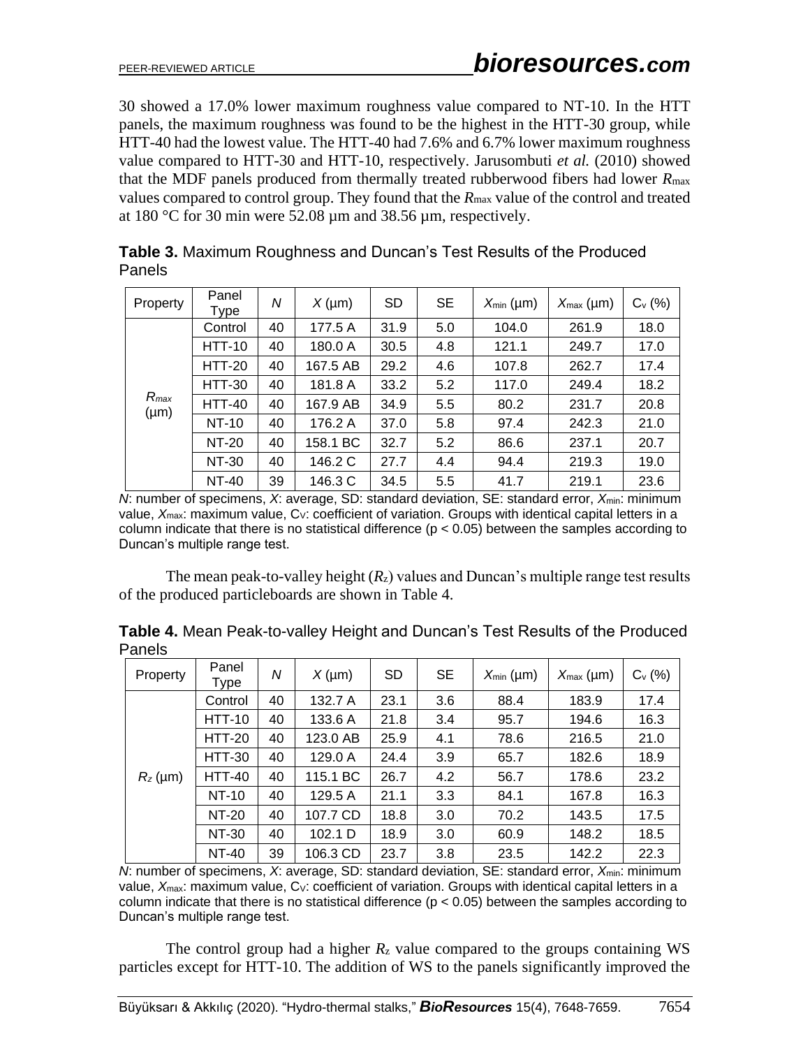30 showed a 17.0% lower maximum roughness value compared to NT-10. In the HTT panels, the maximum roughness was found to be the highest in the HTT-30 group, while HTT-40 had the lowest value. The HTT-40 had 7.6% and 6.7% lower maximum roughness value compared to HTT-30 and HTT-10, respectively. Jarusombuti *et al.* (2010) showed that the MDF panels produced from thermally treated rubberwood fibers had lower $R_{max}$ values compared to control group. They found that the $R_{max}$ value of the control and treated at 180 °C for 30 min were 52.08 µm and 38.56 µm, respectively.

**Table 3.** Maximum Roughness and Duncan's Test Results of the Produced Panels

| Property | Panel Type | $N$ | $X$ (µm) | SD | SE | $X_{min}$ (µm) | $X_{max}$ (µm) | $C_v$ (%) |
|---|---|---|---|---|---|---|---|---|
| $R_{max}$ (µm) | Control | 40 | 177.5 A | 31.9 | 5.0 | 104.0 | 261.9 | 18.0 |
| | HTT-10 | 40 | 180.0 A | 30.5 | 4.8 | 121.1 | 249.7 | 17.0 |
| | HTT-20 | 40 | 167.5 AB | 29.2 | 4.6 | 107.8 | 262.7 | 17.4 |
| | HTT-30 | 40 | 181.8 A | 33.2 | 5.2 | 117.0 | 249.4 | 18.2 |
| | HTT-40 | 40 | 167.9 AB | 34.9 | 5.5 | 80.2 | 231.7 | 20.8 |
| | NT-10 | 40 | 176.2 A | 37.0 | 5.8 | 97.4 | 242.3 | 21.0 |
| | NT-20 | 40 | 158.1 BC | 32.7 | 5.2 | 86.6 | 237.1 | 20.7 |
| | NT-30 | 40 | 146.2 C | 27.7 | 4.4 | 94.4 | 219.3 | 19.0 |
| | NT-40 | 39 | 146.3 C | 34.5 | 5.5 | 41.7 | 219.1 | 23.6 |

$N$: number of specimens, $X$: average, SD: standard deviation, SE: standard error, $X_{min}$: minimum value, $X_{max}$: maximum value, $C_V$: coefficient of variation. Groups with identical capital letters in a column indicate that there is no statistical difference ($p < 0.05$) between the samples according to Duncan's multiple range test.

The mean peak-to-valley height ($R_z$) values and Duncan's multiple range test results of the produced particleboards are shown in Table 4.

**Table 4.** Mean Peak-to-valley Height and Duncan's Test Results of the Produced Panels

| Property | Panel Type | $N$ | $X$ (µm) | SD | SE | $X_{min}$ (µm) | $X_{max}$ (µm) | $C_v$ (%) |
|---|---|---|---|---|---|---|---|---|
| $R_z$ (µm) | Control | 40 | 132.7 A | 23.1 | 3.6 | 88.4 | 183.9 | 17.4 |
| | HTT-10 | 40 | 133.6 A | 21.8 | 3.4 | 95.7 | 194.6 | 16.3 |
| | HTT-20 | 40 | 123.0 AB | 25.9 | 4.1 | 78.6 | 216.5 | 21.0 |
| | HTT-30 | 40 | 129.0 A | 24.4 | 3.9 | 65.7 | 182.6 | 18.9 |
| | HTT-40 | 40 | 115.1 BC | 26.7 | 4.2 | 56.7 | 178.6 | 23.2 |
| | NT-10 | 40 | 129.5 A | 21.1 | 3.3 | 84.1 | 167.8 | 16.3 |
| | NT-20 | 40 | 107.7 CD | 18.8 | 3.0 | 70.2 | 143.5 | 17.5 |
| | NT-30 | 40 | 102.1 D | 18.9 | 3.0 | 60.9 | 148.2 | 18.5 |
| | NT-40 | 39 | 106.3 CD | 23.7 | 3.8 | 23.5 | 142.2 | 22.3 |

$N$: number of specimens, $X$: average, SD: standard deviation, SE: standard error, $X_{min}$: minimum value, $X_{max}$: maximum value, $C_V$: coefficient of variation. Groups with identical capital letters in a column indicate that there is no statistical difference ($p < 0.05$) between the samples according to Duncan's multiple range test.

The control group had a higher $R_z$ value compared to the groups containing WS particles except for HTT-10. The addition of WS to the panels significantly improved the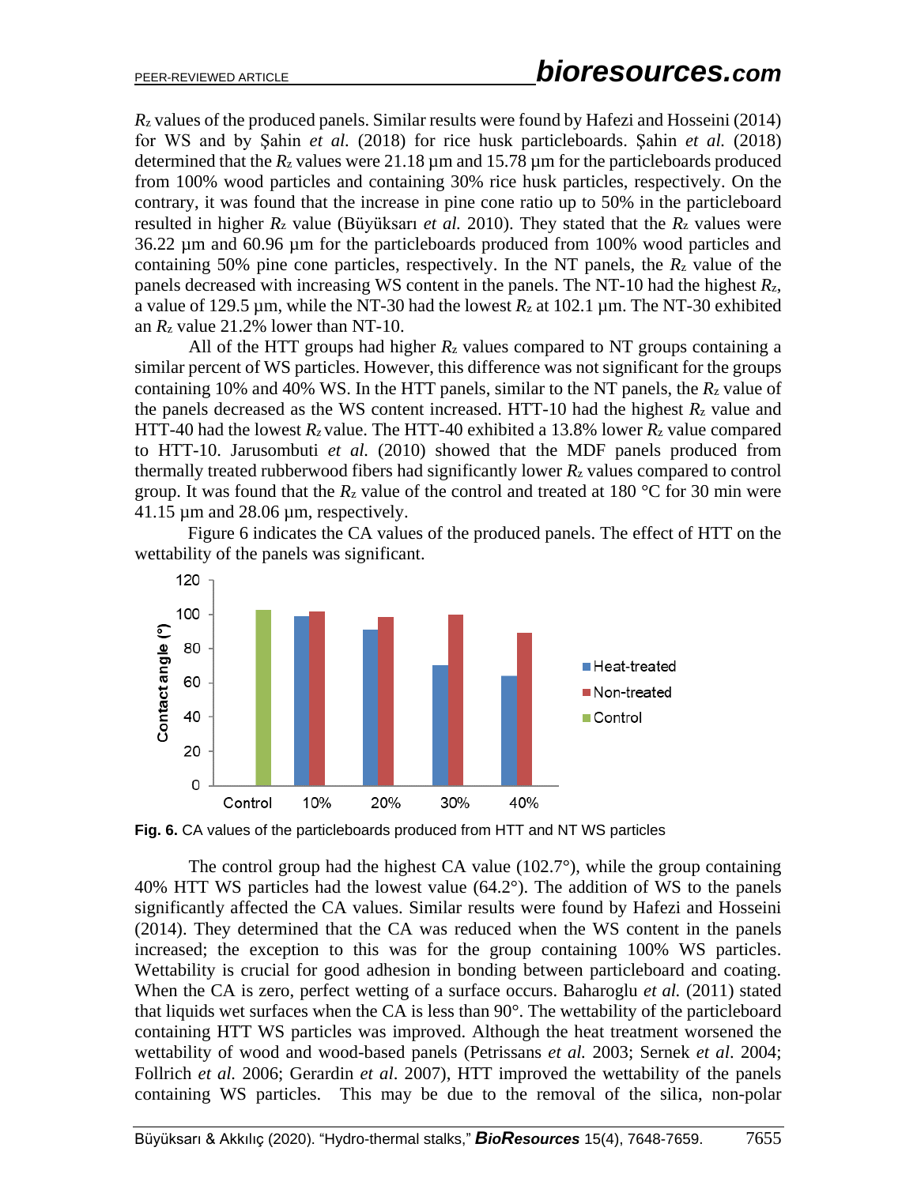$R_z$ values of the produced panels. Similar results were found by Hafezi and Hosseini (2014) for WS and by Şahin *et al.* (2018) for rice husk particleboards. Şahin *et al.* (2018) determined that the $R_z$ values were 21.18 µm and 15.78 µm for the particleboards produced from 100% wood particles and containing 30% rice husk particles, respectively. On the contrary, it was found that the increase in pine cone ratio up to 50% in the particleboard resulted in higher $R_z$ value (Büyüksarı *et al.* 2010). They stated that the $R_z$ values were 36.22 µm and 60.96 µm for the particleboards produced from 100% wood particles and containing 50% pine cone particles, respectively. In the NT panels, the $R_z$ value of the panels decreased with increasing WS content in the panels. The NT-10 had the highest $R_z$, a value of 129.5 µm, while the NT-30 had the lowest $R_z$ at 102.1 µm. The NT-30 exhibited an $R_z$ value 21.2% lower than NT-10.

All of the HTT groups had higher $R_z$ values compared to NT groups containing a similar percent of WS particles. However, this difference was not significant for the groups containing 10% and 40% WS. In the HTT panels, similar to the NT panels, the $R_z$ value of the panels decreased as the WS content increased. HTT-10 had the highest $R_z$ value and HTT-40 had the lowest $R_z$ value. The HTT-40 exhibited a 13.8% lower $R_z$ value compared to HTT-10. Jarusombuti *et al.* (2010) showed that the MDF panels produced from thermally treated rubberwood fibers had significantly lower $R_z$ values compared to control group. It was found that the $R_z$ value of the control and treated at 180 °C for 30 min were 41.15 µm and 28.06 µm, respectively.

Figure 6 indicates the CA values of the produced panels. The effect of HTT on the wettability of the panels was significant.

**Fig. 6.** CA values of the particleboards produced from HTT and NT WS particles

The control group had the highest CA value (102.7°), while the group containing 40% HTT WS particles had the lowest value (64.2°). The addition of WS to the panels significantly affected the CA values. Similar results were found by Hafezi and Hosseini (2014). They determined that the CA was reduced when the WS content in the panels increased; the exception to this was for the group containing 100% WS particles. Wettability is crucial for good adhesion in bonding between particleboard and coating. When the CA is zero, perfect wetting of a surface occurs. Baharoglu *et al.* (2011) stated that liquids wet surfaces when the CA is less than 90°. The wettability of the particleboard containing HTT WS particles was improved. Although the heat treatment worsened the wettability of wood and wood-based panels (Petrissans *et al.* 2003; Sernek *et al*. 2004; Follrich *et al.* 2006; Gerardin *et al*. 2007), HTT improved the wettability of the panels containing WS particles. This may be due to the removal of the silica, non-polar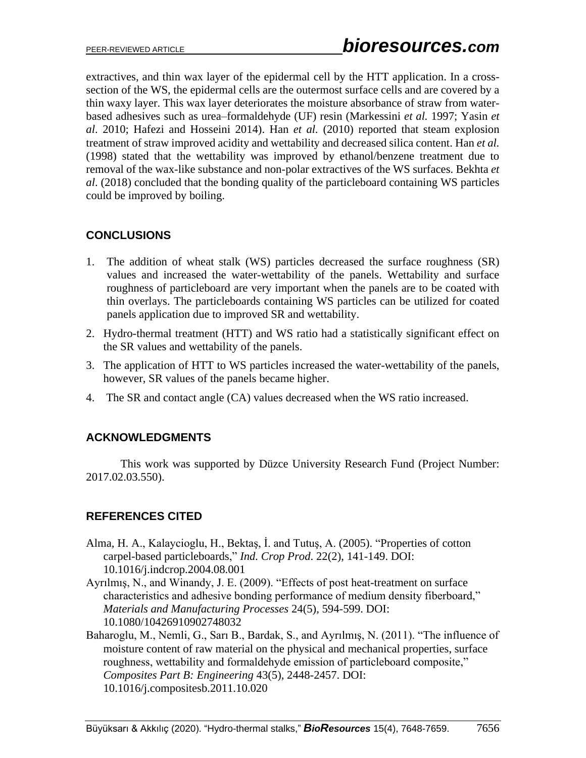extractives, and thin wax layer of the epidermal cell by the HTT application. In a cross-section of the WS, the epidermal cells are the outermost surface cells and are covered by a thin waxy layer. This wax layer deteriorates the moisture absorbance of straw from water-based adhesives such as urea–formaldehyde (UF) resin (Markessini *et al.* 1997; Yasin *et al*. 2010; Hafezi and Hosseini 2014). Han *et al.* (2010) reported that steam explosion treatment of straw improved acidity and wettability and decreased silica content. Han *et al.* (1998) stated that the wettability was improved by ethanol/benzene treatment due to removal of the wax-like substance and non-polar extractives of the WS surfaces. Bekhta *et al*. (2018) concluded that the bonding quality of the particleboard containing WS particles could be improved by boiling.

## CONCLUSIONS

1. The addition of wheat stalk (WS) particles decreased the surface roughness (SR) values and increased the water-wettability of the panels. Wettability and surface roughness of particleboard are very important when the panels are to be coated with thin overlays. The particleboards containing WS particles can be utilized for coated panels application due to improved SR and wettability.
2. Hydro-thermal treatment (HTT) and WS ratio had a statistically significant effect on the SR values and wettability of the panels.
3. The application of HTT to WS particles increased the water-wettability of the panels, however, SR values of the panels became higher.
4. The SR and contact angle (CA) values decreased when the WS ratio increased.

## ACKNOWLEDGMENTS

This work was supported by Düzce University Research Fund (Project Number: 2017.02.03.550).

## REFERENCES CITED

Alma, H. A., Kalaycioglu, H., Bektaş, İ. and Tutuş, A. (2005). "Properties of cotton carpel-based particleboards," *Ind. Crop Prod*. 22(2), 141-149. DOI: 10.1016/j.indcrop.2004.08.001

Ayrılmış, N., and Winandy, J. E. (2009). "Effects of post heat-treatment on surface characteristics and adhesive bonding performance of medium density fiberboard," *Materials and Manufacturing Processes* 24(5), 594-599. DOI: 10.1080/10426910902748032

Baharoglu, M., Nemli, G., Sarı B., Bardak, S., and Ayrılmış, N. (2011). "The influence of moisture content of raw material on the physical and mechanical properties, surface roughness, wettability and formaldehyde emission of particleboard composite," *Composites Part B: Engineering* 43(5), 2448-2457. DOI: 10.1016/j.compositesb.2011.10.020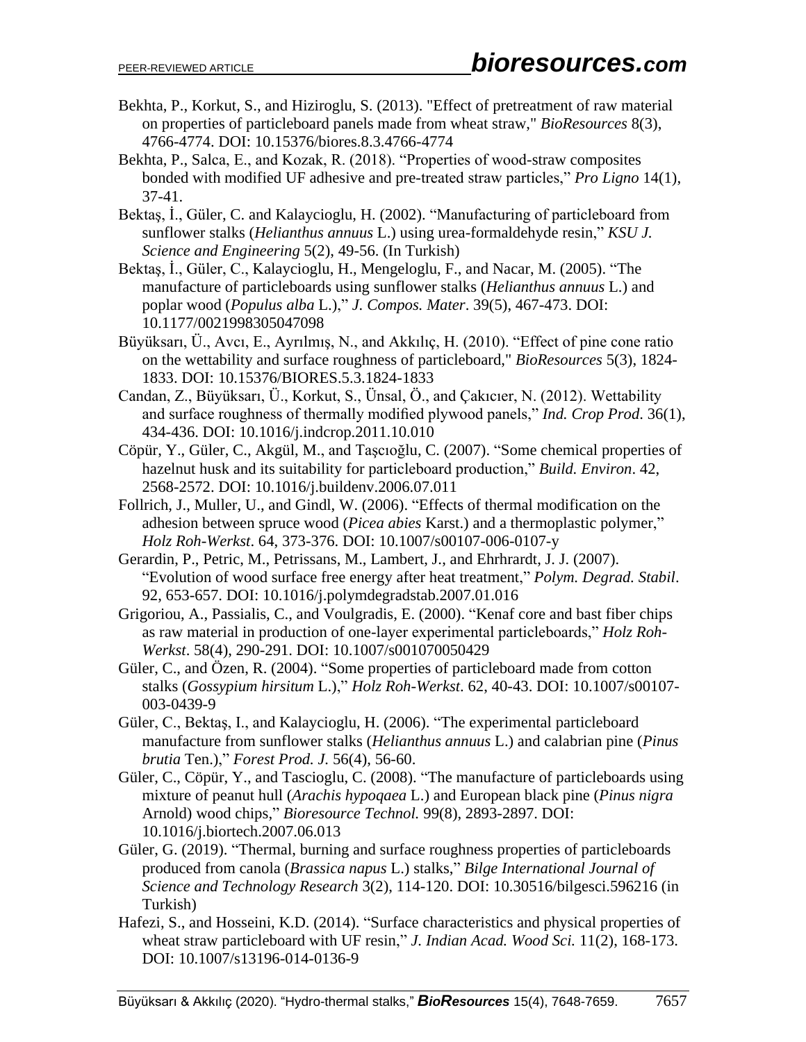Bekhta, P., Korkut, S., and Hiziroglu, S. (2013). "Effect of pretreatment of raw material on properties of particleboard panels made from wheat straw," *BioResources* 8(3), 4766-4774. DOI: 10.15376/biores.8.3.4766-4774

Bekhta, P., Salca, E., and Kozak, R. (2018). "Properties of wood-straw composites bonded with modified UF adhesive and pre-treated straw particles," *Pro Ligno* 14(1), 37-41.

Bektaş, İ., Güler, C. and Kalaycioglu, H. (2002). "Manufacturing of particleboard from sunflower stalks (*Helianthus annuus* L.) using urea-formaldehyde resin," *KSU J. Science and Engineering* 5(2), 49-56. (In Turkish)

Bektaş, İ., Güler, C., Kalaycioglu, H., Mengeloglu, F., and Nacar, M. (2005). "The manufacture of particleboards using sunflower stalks (*Helianthus annuus* L.) and poplar wood (*Populus alba* L.)," *J. Compos. Mater*. 39(5), 467-473. DOI: 10.1177/0021998305047098

Büyüksarı, Ü., Avcı, E., Ayrılmış, N., and Akkılıç, H. (2010). "Effect of pine cone ratio on the wettability and surface roughness of particleboard," *BioResources* 5(3), 1824-1833. DOI: 10.15376/BIORES.5.3.1824-1833

Candan, Z., Büyüksarı, Ü., Korkut, S., Ünsal, Ö., and Çakıcıer, N. (2012). Wettability and surface roughness of thermally modified plywood panels," *Ind. Crop Prod*. 36(1), 434-436. DOI: 10.1016/j.indcrop.2011.10.010

Cöpür, Y., Güler, C., Akgül, M., and Taşcıoğlu, C. (2007). "Some chemical properties of hazelnut husk and its suitability for particleboard production," *Build. Environ*. 42, 2568-2572. DOI: 10.1016/j.buildenv.2006.07.011

Follrich, J., Muller, U., and Gindl, W. (2006). "Effects of thermal modification on the adhesion between spruce wood (*Picea abies* Karst.) and a thermoplastic polymer," *Holz Roh-Werkst*. 64, 373-376. DOI: 10.1007/s00107-006-0107-y

Gerardin, P., Petric, M., Petrissans, M., Lambert, J., and Ehrhrardt, J. J. (2007). "Evolution of wood surface free energy after heat treatment," *Polym. Degrad. Stabil*. 92, 653-657. DOI: 10.1016/j.polymdegradstab.2007.01.016

Grigoriou, A., Passialis, C., and Voulgradis, E. (2000). "Kenaf core and bast fiber chips as raw material in production of one-layer experimental particleboards," *Holz Roh-Werkst*. 58(4), 290-291. DOI: 10.1007/s001070050429

Güler, C., and Özen, R. (2004). "Some properties of particleboard made from cotton stalks (*Gossypium hirsitum* L.)," *Holz Roh-Werkst*. 62, 40-43. DOI: 10.1007/s00107-003-0439-9

Güler, C., Bektaş, I., and Kalaycioglu, H. (2006). "The experimental particleboard manufacture from sunflower stalks (*Helianthus annuus* L.) and calabrian pine (*Pinus brutia* Ten.)," *Forest Prod. J.* 56(4), 56-60.

Güler, C., Cöpür, Y., and Tascioglu, C. (2008). "The manufacture of particleboards using mixture of peanut hull (*Arachis hypoqaea* L.) and European black pine (*Pinus nigra* Arnold) wood chips," *Bioresource Technol.* 99(8), 2893-2897. DOI: 10.1016/j.biortech.2007.06.013

Güler, G. (2019). "Thermal, burning and surface roughness properties of particleboards produced from canola (*Brassica napus* L.) stalks," *Bilge International Journal of Science and Technology Research* 3(2), 114-120. DOI: 10.30516/bilgesci.596216 (in Turkish)

Hafezi, S., and Hosseini, K.D. (2014). "Surface characteristics and physical properties of wheat straw particleboard with UF resin," *J. Indian Acad. Wood Sci.* 11(2), 168-173. DOI: 10.1007/s13196-014-0136-9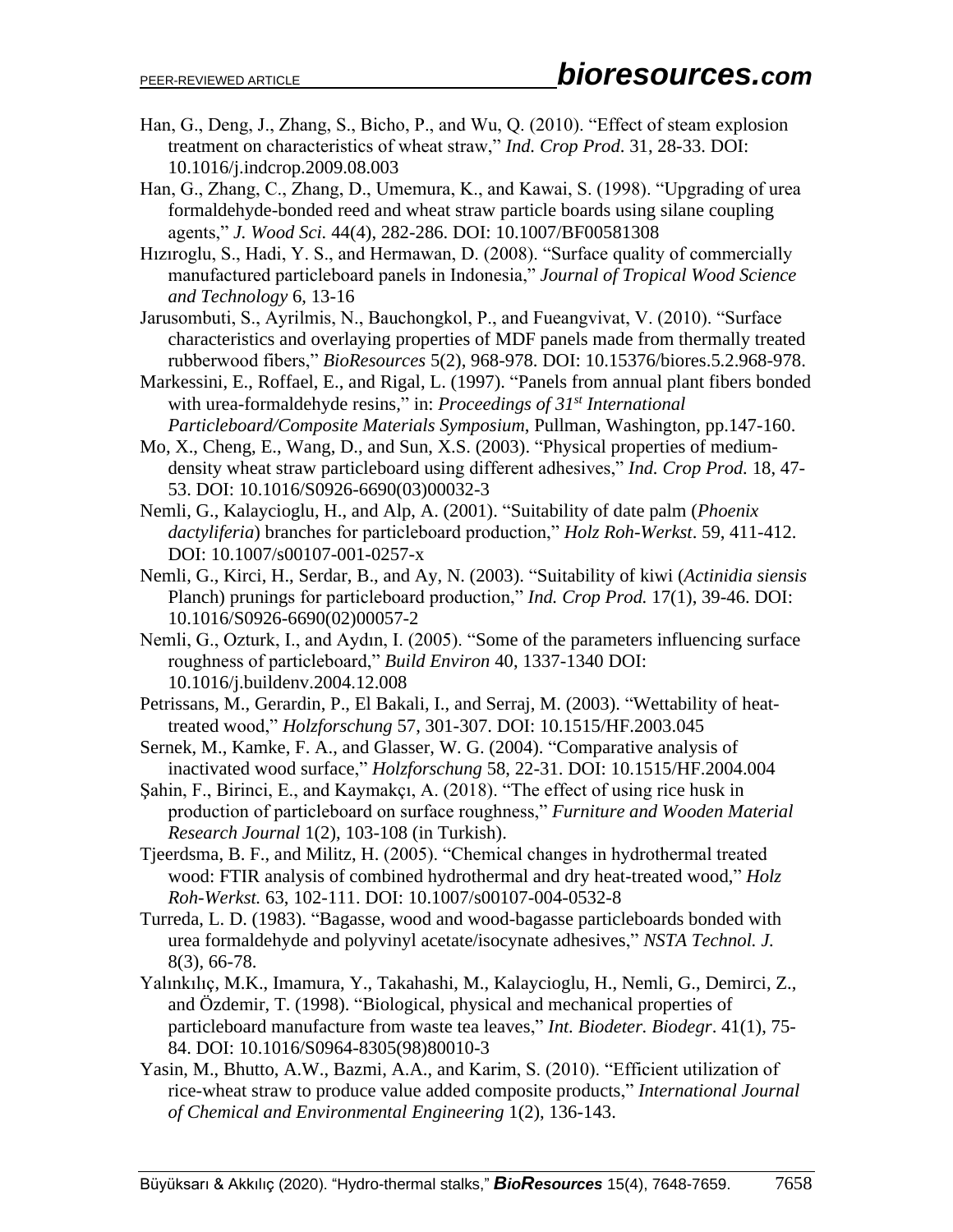Han, G., Deng, J., Zhang, S., Bicho, P., and Wu, Q. (2010). "Effect of steam explosion treatment on characteristics of wheat straw," *Ind. Crop Prod.* 31, 28-33. DOI: 10.1016/j.indcrop.2009.08.003

Han, G., Zhang, C., Zhang, D., Umemura, K., and Kawai, S. (1998). "Upgrading of urea formaldehyde-bonded reed and wheat straw particle boards using silane coupling agents," *J. Wood Sci.* 44(4), 282-286. DOI: 10.1007/BF00581308

Hıziroglu, S., Hadi, Y. S., and Hermawan, D. (2008). "Surface quality of commercially manufactured particleboard panels in Indonesia," *Journal of Tropical Wood Science and Technology* 6, 13-16

Jarusombuti, S., Ayrilmis, N., Bauchongkol, P., and Fueangvivat, V. (2010). "Surface characteristics and overlaying properties of MDF panels made from thermally treated rubberwood fibers," *BioResources* 5(2), 968-978. DOI: 10.15376/biores.5.2.968-978.

Markessini, E., Roffael, E., and Rigal, L. (1997). "Panels from annual plant fibers bonded with urea-formaldehyde resins," in: *Proceedings of 31st International Particleboard/Composite Materials Symposium*, Pullman, Washington, pp.147-160.

Mo, X., Cheng, E., Wang, D., and Sun, X.S. (2003). "Physical properties of medium-density wheat straw particleboard using different adhesives," *Ind. Crop Prod.* 18, 47-53. DOI: 10.1016/S0926-6690(03)00032-3

Nemli, G., Kalaycioglu, H., and Alp, A. (2001). "Suitability of date palm (*Phoenix dactyliferia*) branches for particleboard production," *Holz Roh-Werkst*. 59, 411-412. DOI: 10.1007/s00107-001-0257-x

Nemli, G., Kirci, H., Serdar, B., and Ay, N. (2003). "Suitability of kiwi (*Actinidia siensis* Planch) prunings for particleboard production," *Ind. Crop Prod.* 17(1), 39-46. DOI: 10.1016/S0926-6690(02)00057-2

Nemli, G., Ozturk, I., and Aydın, I. (2005). "Some of the parameters influencing surface roughness of particleboard," *Build Environ* 40, 1337-1340 DOI: 10.1016/j.buildenv.2004.12.008

Petrissans, M., Gerardin, P., El Bakali, I., and Serraj, M. (2003). "Wettability of heat-treated wood," *Holzforschung* 57, 301-307. DOI: 10.1515/HF.2003.045

Sernek, M., Kamke, F. A., and Glasser, W. G. (2004). "Comparative analysis of inactivated wood surface," *Holzforschung* 58, 22-31. DOI: 10.1515/HF.2004.004

Şahin, F., Birinci, E., and Kaymakçı, A. (2018). "The effect of using rice husk in production of particleboard on surface roughness," *Furniture and Wooden Material Research Journal* 1(2), 103-108 (in Turkish).

Tjeerdsma, B. F., and Militz, H. (2005). "Chemical changes in hydrothermal treated wood: FTIR analysis of combined hydrothermal and dry heat-treated wood," *Holz Roh-Werkst.* 63, 102-111. DOI: 10.1007/s00107-004-0532-8

Turreda, L. D. (1983). "Bagasse, wood and wood-bagasse particleboards bonded with urea formaldehyde and polyvinyl acetate/isocynate adhesives," *NSTA Technol. J.* 8(3), 66-78.

Yalınkılıç, M.K., Imamura, Y., Takahashi, M., Kalaycioglu, H., Nemli, G., Demirci, Z., and Özdemir, T. (1998). "Biological, physical and mechanical properties of particleboard manufacture from waste tea leaves," *Int. Biodeter. Biodegr*. 41(1), 75-84. DOI: 10.1016/S0964-8305(98)80010-3

Yasin, M., Bhutto, A.W., Bazmi, A.A., and Karim, S. (2010). "Efficient utilization of rice-wheat straw to produce value added composite products," *International Journal of Chemical and Environmental Engineering* 1(2), 136-143.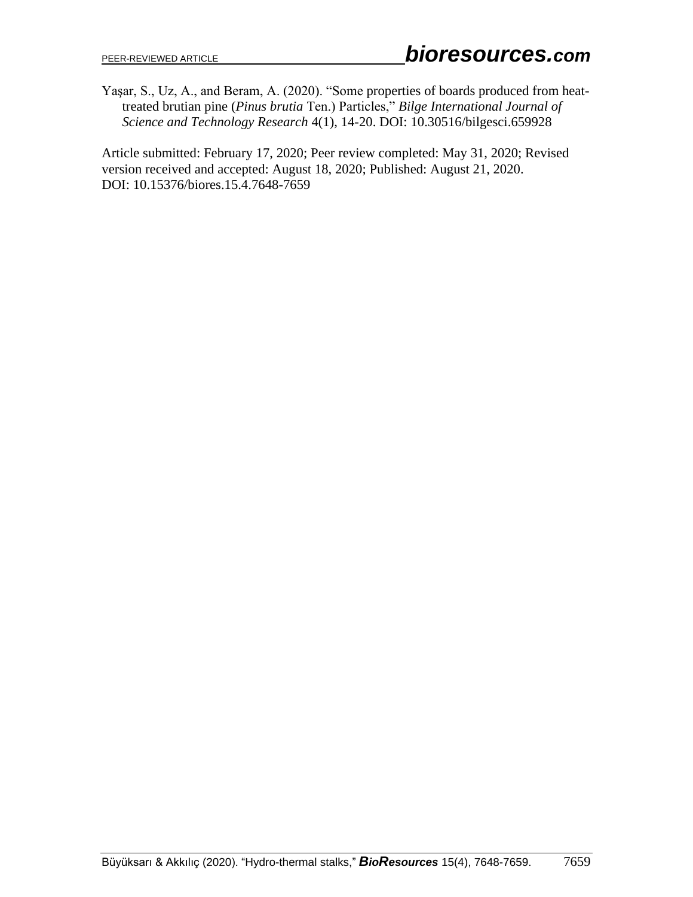Yaşar, S., Uz, A., and Beram, A. (2020). "Some properties of boards produced from heat-treated brutian pine (*Pinus brutia* Ten.) Particles," *Bilge International Journal of Science and Technology Research* 4(1), 14-20. DOI: 10.30516/bilgesci.659928

Article submitted: February 17, 2020; Peer review completed: May 31, 2020; Revised version received and accepted: August 18, 2020; Published: August 21, 2020.
DOI: 10.15376/biores.15.4.7648-7659